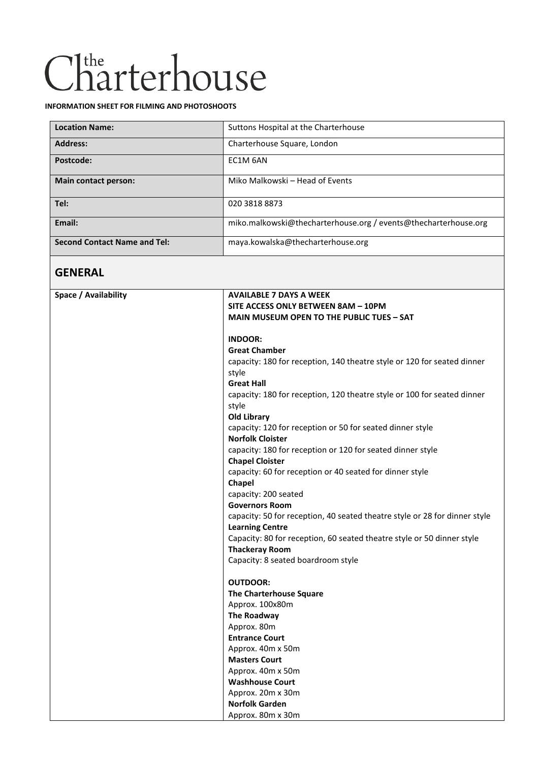# the Charterhouse

**INFORMATION SHEET FOR FILMING AND PHOTOSHOOTS**

| | |
|---|---|
| **Location Name:** | Suttons Hospital at the Charterhouse |
| **Address:** | Charterhouse Square, London |
| **Postcode:** | EC1M 6AN |
| **Main contact person:** | Miko Malkowski – Head of Events |
| **Tel:** | 020 3818 8873 |
| **Email:** | miko.malkowski@thecharterhouse.org / events@thecharterhouse.org |
| **Second Contact Name and Tel:** | maya.kowalska@thecharterhouse.org |

## GENERAL

| | |
|---|---|
| **Space / Availability** | **AVAILABLE 7 DAYS A WEEK**<br>**SITE ACCESS ONLY BETWEEN 8AM – 10PM**<br>**MAIN MUSEUM OPEN TO THE PUBLIC TUES – SAT**<br><br>**INDOOR:**<br>**Great Chamber**<br>capacity: 180 for reception, 140 theatre style or 120 for seated dinner style<br>**Great Hall**<br>capacity: 180 for reception, 120 theatre style or 100 for seated dinner style<br>**Old Library**<br>capacity: 120 for reception or 50 for seated dinner style<br>**Norfolk Cloister**<br>capacity: 180 for reception or 120 for seated dinner style<br>**Chapel Cloister**<br>capacity: 60 for reception or 40 seated for dinner style<br>**Chapel**<br>capacity: 200 seated<br>**Governors Room**<br>capacity: 50 for reception, 40 seated theatre style or 28 for dinner style<br>**Learning Centre**<br>Capacity: 80 for reception, 60 seated theatre style or 50 dinner style<br>**Thackeray Room**<br>Capacity: 8 seated boardroom style<br><br>**OUTDOOR:**<br>**The Charterhouse Square**<br>Approx. 100x80m<br>**The Roadway**<br>Approx. 80m<br>**Entrance Court**<br>Approx. 40m x 50m<br>**Masters Court**<br>Approx. 40m x 50m<br>**Washhouse Court**<br>Approx. 20m x 30m<br>**Norfolk Garden**<br>Approx. 80m x 30m |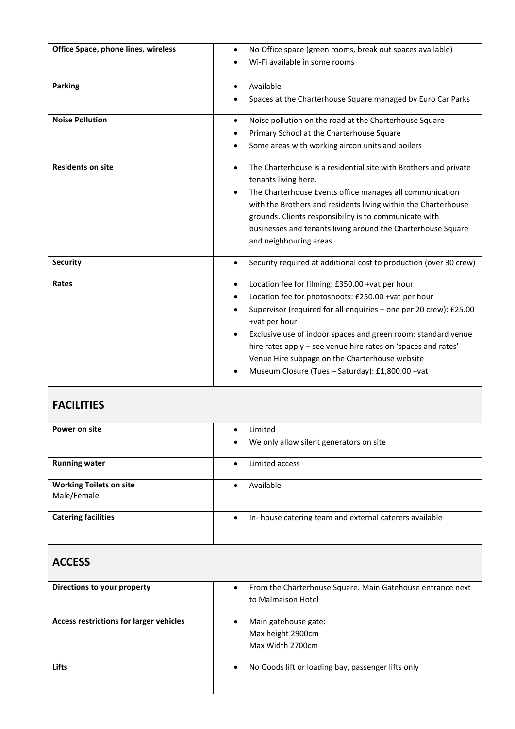| | |
|---|---|
| **Office Space, phone lines, wireless** | • No Office space (green rooms, break out spaces available)<br>• Wi-Fi available in some rooms |
| **Parking** | • Available<br>• Spaces at the Charterhouse Square managed by Euro Car Parks |
| **Noise Pollution** | • Noise pollution on the road at the Charterhouse Square<br>• Primary School at the Charterhouse Square<br>• Some areas with working aircon units and boilers |
| **Residents on site** | • The Charterhouse is a residential site with Brothers and private tenants living here.<br>• The Charterhouse Events office manages all communication with the Brothers and residents living within the Charterhouse grounds. Clients responsibility is to communicate with businesses and tenants living around the Charterhouse Square and neighbouring areas. |
| **Security** | • Security required at additional cost to production (over 30 crew) |
| **Rates** | • Location fee for filming: £350.00 +vat per hour<br>• Location fee for photoshoots: £250.00 +vat per hour<br>• Supervisor (required for all enquiries – one per 20 crew): £25.00 +vat per hour<br>• Exclusive use of indoor spaces and green room: standard venue hire rates apply – see venue hire rates on 'spaces and rates' Venue Hire subpage on the Charterhouse website<br>• Museum Closure (Tues – Saturday): £1,800.00 +vat |

## FACILITIES

| | |
|---|---|
| **Power on site** | • Limited<br>• We only allow silent generators on site |
| **Running water** | • Limited access |
| **Working Toilets on site**<br>Male/Female | • Available |
| **Catering facilities** | • In- house catering team and external caterers available |

## ACCESS

| | |
|---|---|
| **Directions to your property** | • From the Charterhouse Square. Main Gatehouse entrance next to Malmaison Hotel |
| **Access restrictions for larger vehicles** | • Main gatehouse gate:<br>Max height 2900cm<br>Max Width 2700cm |
| **Lifts** | • No Goods lift or loading bay, passenger lifts only |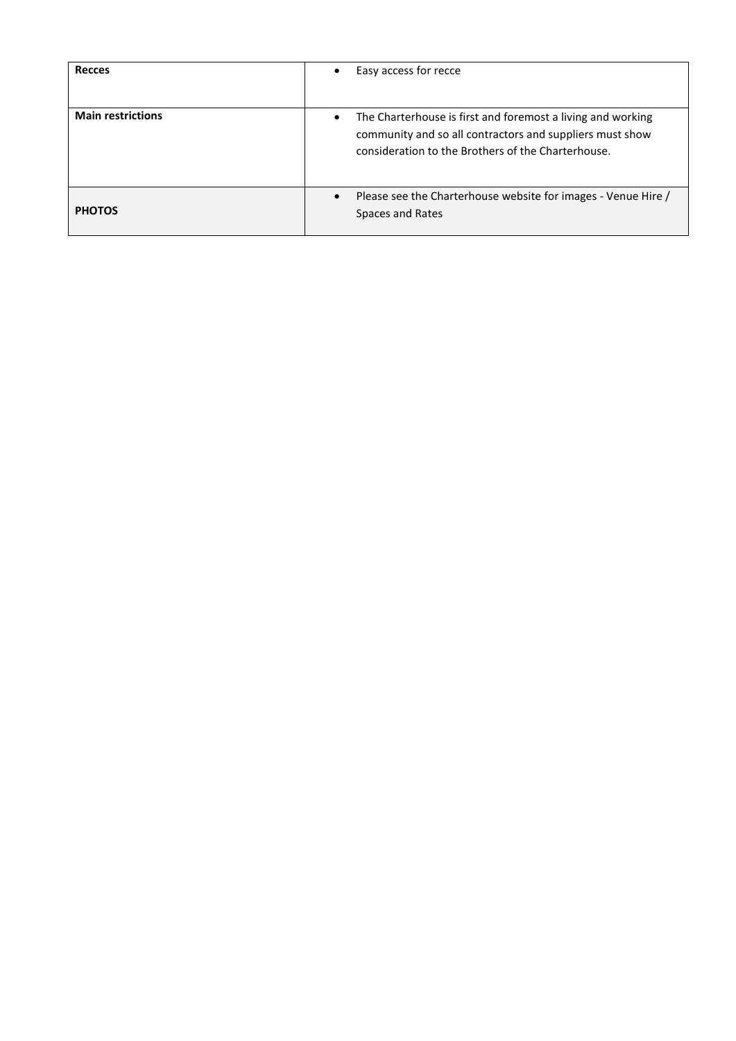| | |
|---|---|
| **Recces** | • Easy access for recce |
| **Main restrictions** | • The Charterhouse is first and foremost a living and working community and so all contractors and suppliers must show consideration to the Brothers of the Charterhouse. |
| **PHOTOS** | • Please see the Charterhouse website for images - Venue Hire / Spaces and Rates |